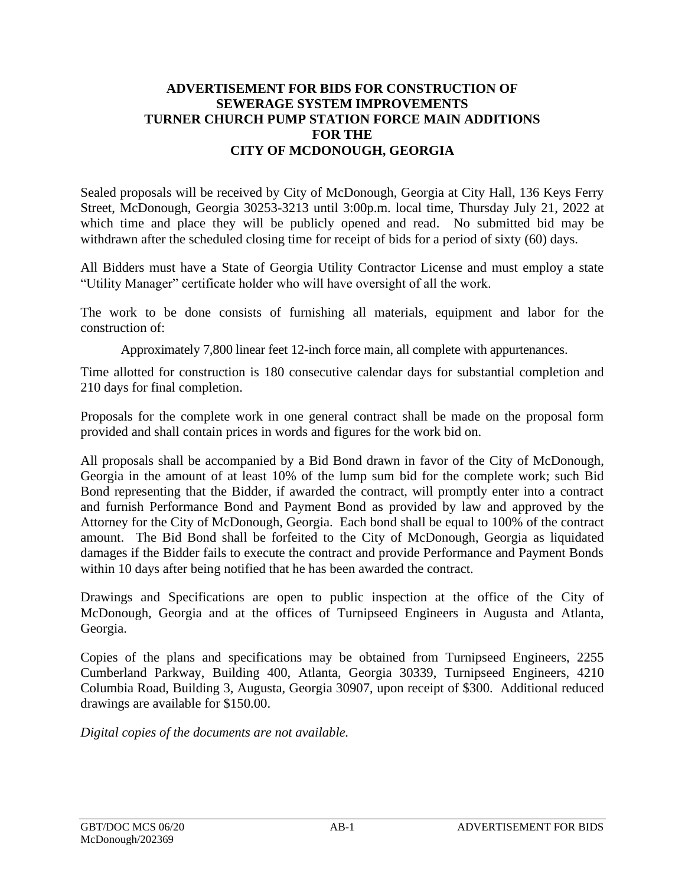# ADVERTISEMENT FOR BIDS FOR CONSTRUCTION OF SEWERAGE SYSTEM IMPROVEMENTS TURNER CHURCH PUMP STATION FORCE MAIN ADDITIONS FOR THE CITY OF MCDONOUGH, GEORGIA

Sealed proposals will be received by City of McDonough, Georgia at City Hall, 136 Keys Ferry Street, McDonough, Georgia 30253-3213 until 3:00p.m. local time, Thursday July 21, 2022 at which time and place they will be publicly opened and read. No submitted bid may be withdrawn after the scheduled closing time for receipt of bids for a period of sixty (60) days.

All Bidders must have a State of Georgia Utility Contractor License and must employ a state "Utility Manager" certificate holder who will have oversight of all the work.

The work to be done consists of furnishing all materials, equipment and labor for the construction of:

> Approximately 7,800 linear feet 12-inch force main, all complete with appurtenances.

Time allotted for construction is 180 consecutive calendar days for substantial completion and 210 days for final completion.

Proposals for the complete work in one general contract shall be made on the proposal form provided and shall contain prices in words and figures for the work bid on.

All proposals shall be accompanied by a Bid Bond drawn in favor of the City of McDonough, Georgia in the amount of at least 10% of the lump sum bid for the complete work; such Bid Bond representing that the Bidder, if awarded the contract, will promptly enter into a contract and furnish Performance Bond and Payment Bond as provided by law and approved by the Attorney for the City of McDonough, Georgia. Each bond shall be equal to 100% of the contract amount. The Bid Bond shall be forfeited to the City of McDonough, Georgia as liquidated damages if the Bidder fails to execute the contract and provide Performance and Payment Bonds within 10 days after being notified that he has been awarded the contract.

Drawings and Specifications are open to public inspection at the office of the City of McDonough, Georgia and at the offices of Turnipseed Engineers in Augusta and Atlanta, Georgia.

Copies of the plans and specifications may be obtained from Turnipseed Engineers, 2255 Cumberland Parkway, Building 400, Atlanta, Georgia 30339, Turnipseed Engineers, 4210 Columbia Road, Building 3, Augusta, Georgia 30907, upon receipt of $300. Additional reduced drawings are available for $150.00.

*Digital copies of the documents are not available.*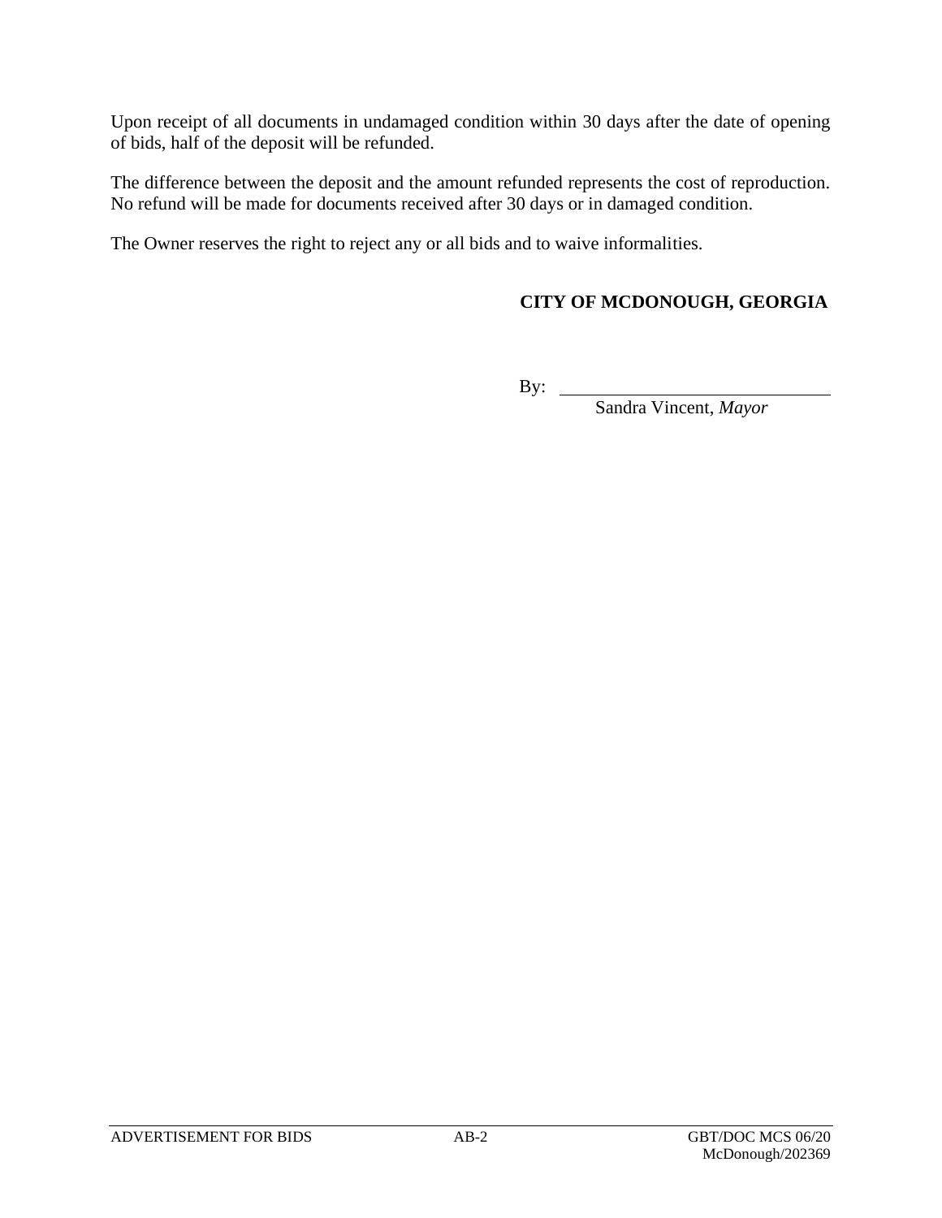Upon receipt of all documents in undamaged condition within 30 days after the date of opening of bids, half of the deposit will be refunded.

The difference between the deposit and the amount refunded represents the cost of reproduction. No refund will be made for documents received after 30 days or in damaged condition.

The Owner reserves the right to reject any or all bids and to waive informalities.

**CITY OF MCDONOUGH, GEORGIA**

By: ______________________________

Sandra Vincent, *Mayor*